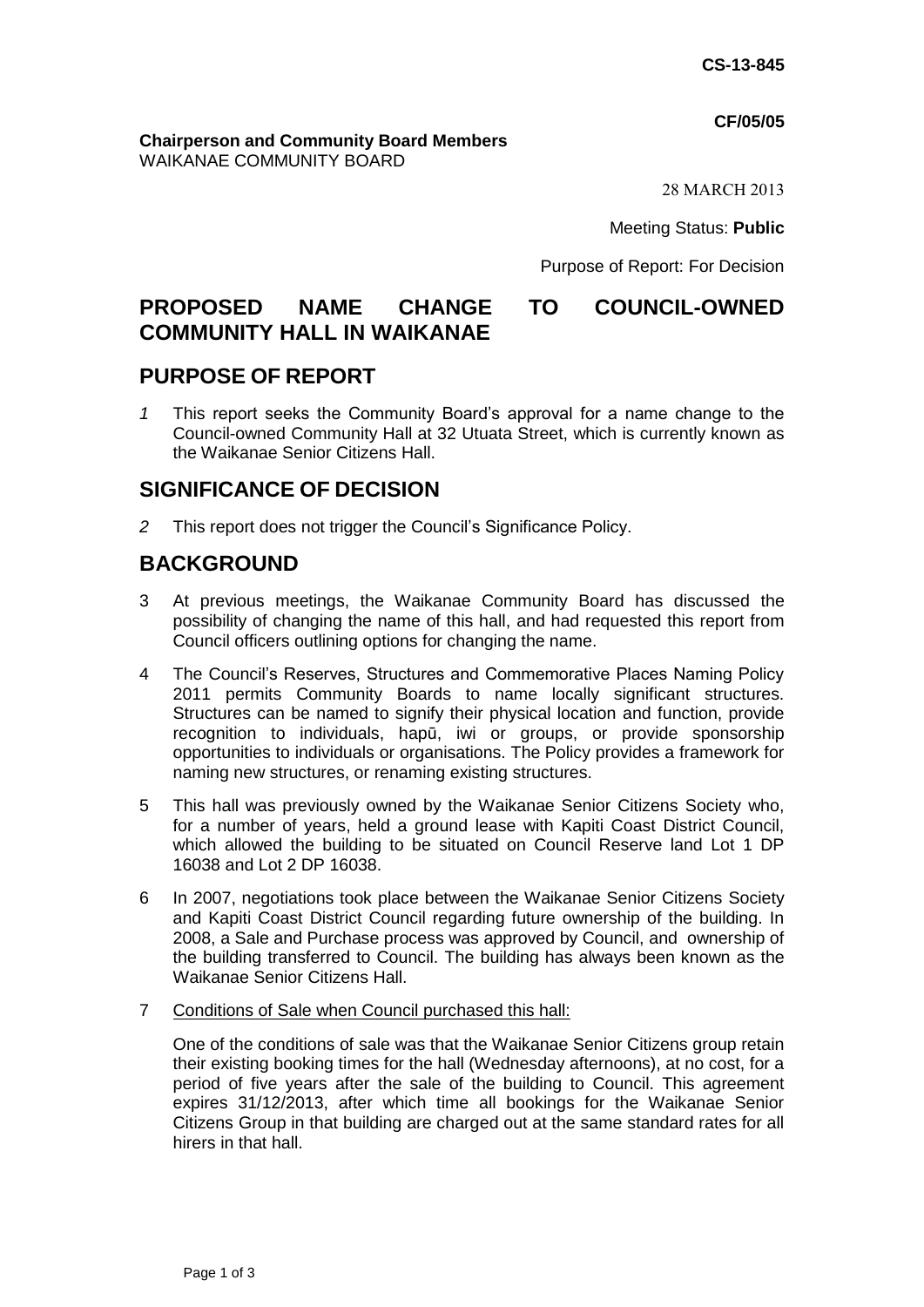**CS-13-845**

**CF/05/05**

**Chairperson and Community Board Members**
WAIKANAE COMMUNITY BOARD

28 MARCH 2013

Meeting Status: **Public**

Purpose of Report: For Decision

# PROPOSED NAME CHANGE TO COUNCIL-OWNED COMMUNITY HALL IN WAIKANAE

## PURPOSE OF REPORT

*1* This report seeks the Community Board's approval for a name change to the Council-owned Community Hall at 32 Utuata Street, which is currently known as the Waikanae Senior Citizens Hall.

## SIGNIFICANCE OF DECISION

*2* This report does not trigger the Council's Significance Policy.

## BACKGROUND

3 At previous meetings, the Waikanae Community Board has discussed the possibility of changing the name of this hall, and had requested this report from Council officers outlining options for changing the name.

4 The Council's Reserves, Structures and Commemorative Places Naming Policy 2011 permits Community Boards to name locally significant structures. Structures can be named to signify their physical location and function, provide recognition to individuals, hapū, iwi or groups, or provide sponsorship opportunities to individuals or organisations. The Policy provides a framework for naming new structures, or renaming existing structures.

5 This hall was previously owned by the Waikanae Senior Citizens Society who, for a number of years, held a ground lease with Kapiti Coast District Council, which allowed the building to be situated on Council Reserve land Lot 1 DP 16038 and Lot 2 DP 16038.

6 In 2007, negotiations took place between the Waikanae Senior Citizens Society and Kapiti Coast District Council regarding future ownership of the building. In 2008, a Sale and Purchase process was approved by Council, and ownership of the building transferred to Council. The building has always been known as the Waikanae Senior Citizens Hall.

7 Conditions of Sale when Council purchased this hall:

One of the conditions of sale was that the Waikanae Senior Citizens group retain their existing booking times for the hall (Wednesday afternoons), at no cost, for a period of five years after the sale of the building to Council. This agreement expires 31/12/2013, after which time all bookings for the Waikanae Senior Citizens Group in that building are charged out at the same standard rates for all hirers in that hall.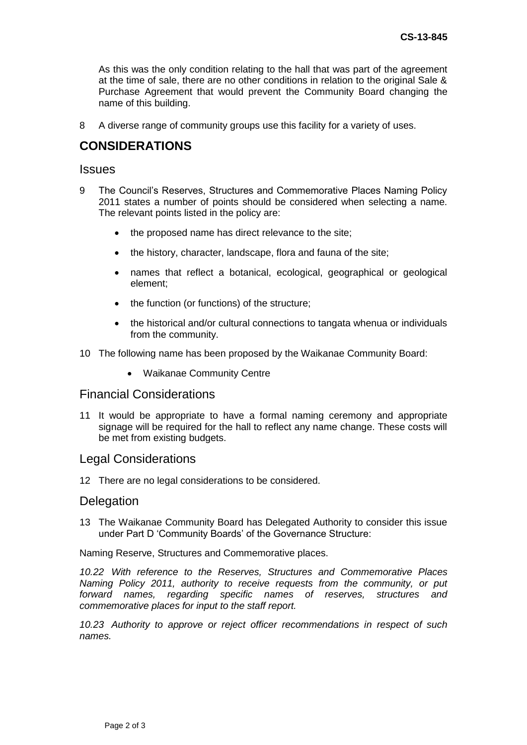As this was the only condition relating to the hall that was part of the agreement at the time of sale, there are no other conditions in relation to the original Sale & Purchase Agreement that would prevent the Community Board changing the name of this building.

8 A diverse range of community groups use this facility for a variety of uses.

# CONSIDERATIONS

## Issues

9 The Council's Reserves, Structures and Commemorative Places Naming Policy 2011 states a number of points should be considered when selecting a name. The relevant points listed in the policy are:

- the proposed name has direct relevance to the site;
- the history, character, landscape, flora and fauna of the site;
- names that reflect a botanical, ecological, geographical or geological element;
- the function (or functions) of the structure;
- the historical and/or cultural connections to tangata whenua or individuals from the community.

10 The following name has been proposed by the Waikanae Community Board:

- Waikanae Community Centre

## Financial Considerations

11 It would be appropriate to have a formal naming ceremony and appropriate signage will be required for the hall to reflect any name change. These costs will be met from existing budgets.

## Legal Considerations

12 There are no legal considerations to be considered.

## Delegation

13 The Waikanae Community Board has Delegated Authority to consider this issue under Part D 'Community Boards' of the Governance Structure:

Naming Reserve, Structures and Commemorative places.

*10.22 With reference to the Reserves, Structures and Commemorative Places Naming Policy 2011, authority to receive requests from the community, or put forward names, regarding specific names of reserves, structures and commemorative places for input to the staff report.*

*10.23 Authority to approve or reject officer recommendations in respect of such names.*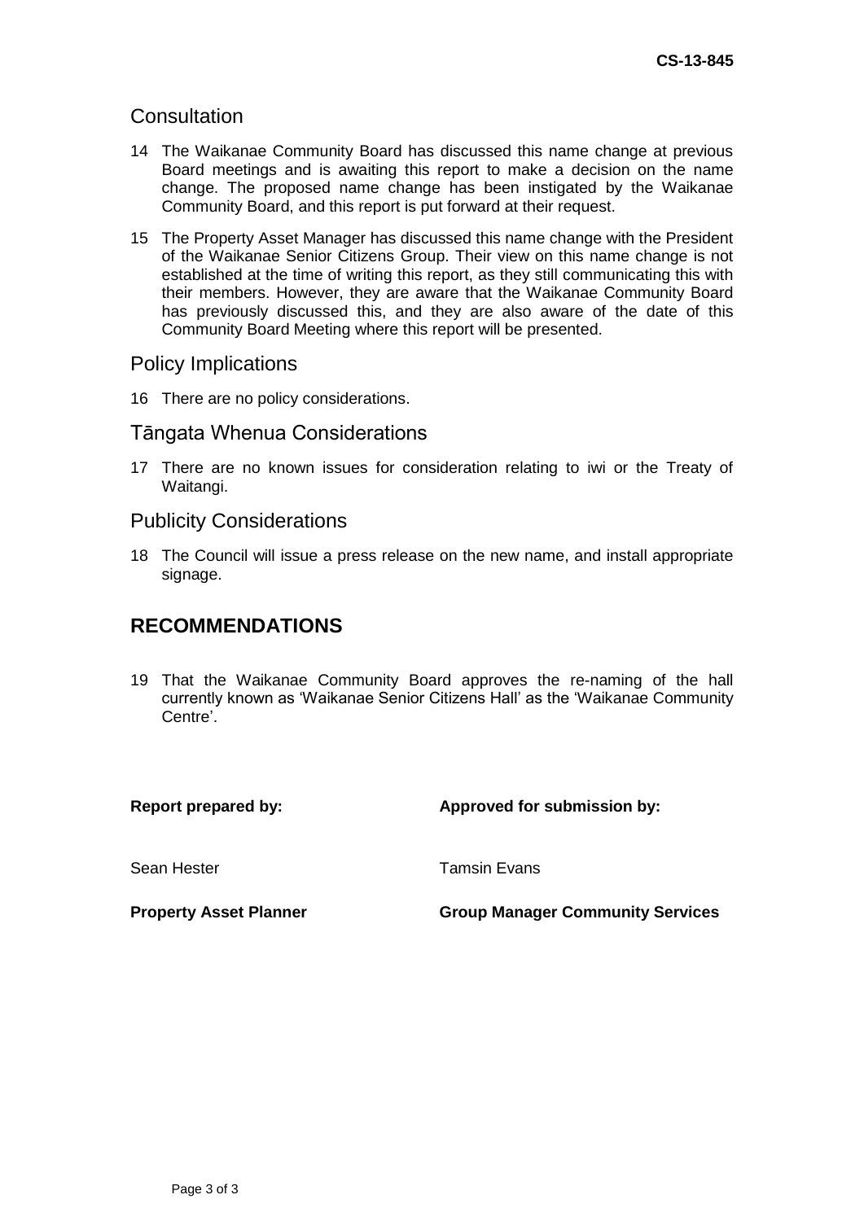## Consultation

14 The Waikanae Community Board has discussed this name change at previous Board meetings and is awaiting this report to make a decision on the name change. The proposed name change has been instigated by the Waikanae Community Board, and this report is put forward at their request.

15 The Property Asset Manager has discussed this name change with the President of the Waikanae Senior Citizens Group. Their view on this name change is not established at the time of writing this report, as they still communicating this with their members. However, they are aware that the Waikanae Community Board has previously discussed this, and they are also aware of the date of this Community Board Meeting where this report will be presented.

## Policy Implications

16 There are no policy considerations.

## Tāngata Whenua Considerations

17 There are no known issues for consideration relating to iwi or the Treaty of Waitangi.

## Publicity Considerations

18 The Council will issue a press release on the new name, and install appropriate signage.

# RECOMMENDATIONS

19 That the Waikanae Community Board approves the re-naming of the hall currently known as 'Waikanae Senior Citizens Hall' as the 'Waikanae Community Centre'.

| | |
|---|---|
| **Report prepared by:** | **Approved for submission by:** |
| Sean Hester | Tamsin Evans |
| **Property Asset Planner** | **Group Manager Community Services** |